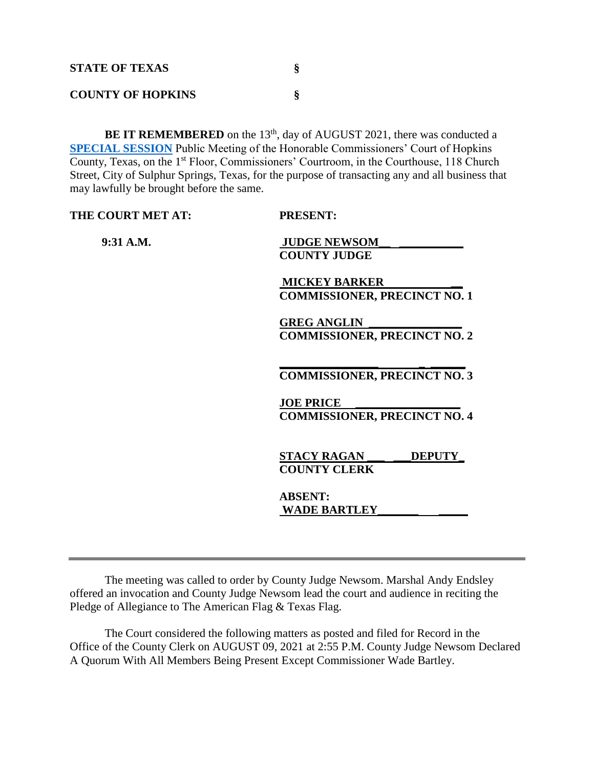**STATE OF TEXAS §**

**COUNTY OF HOPKINS §**

**BE IT REMEMBERED** on the 13th, day of AUGUST 2021, there was conducted a **SPECIAL SESSION** Public Meeting of the Honorable Commissioners' Court of Hopkins County, Texas, on the 1st Floor, Commissioners' Courtroom, in the Courthouse, 118 Church Street, City of Sulphur Springs, Texas, for the purpose of transacting any and all business that may lawfully be brought before the same.

| THE COURT MET AT: | PRESENT: |
|---|---|
| 9:31 A.M. | **JUDGE NEWSOM**<br>**COUNTY JUDGE** |
| | **MICKEY BARKER**<br>**COMMISSIONER, PRECINCT NO. 1** |
| | **GREG ANGLIN**<br>**COMMISSIONER, PRECINCT NO. 2** |
| | ____________________<br>**COMMISSIONER, PRECINCT NO. 3** |
| | **JOE PRICE**<br>**COMMISSIONER, PRECINCT NO. 4** |
| | **STACY RAGAN DEPUTY**<br>**COUNTY CLERK** |
| | **ABSENT:**<br>**WADE BARTLEY** |

---

The meeting was called to order by County Judge Newsom. Marshal Andy Endsley offered an invocation and County Judge Newsom lead the court and audience in reciting the Pledge of Allegiance to The American Flag & Texas Flag.

The Court considered the following matters as posted and filed for Record in the Office of the County Clerk on AUGUST 09, 2021 at 2:55 P.M. County Judge Newsom Declared A Quorum With All Members Being Present Except Commissioner Wade Bartley.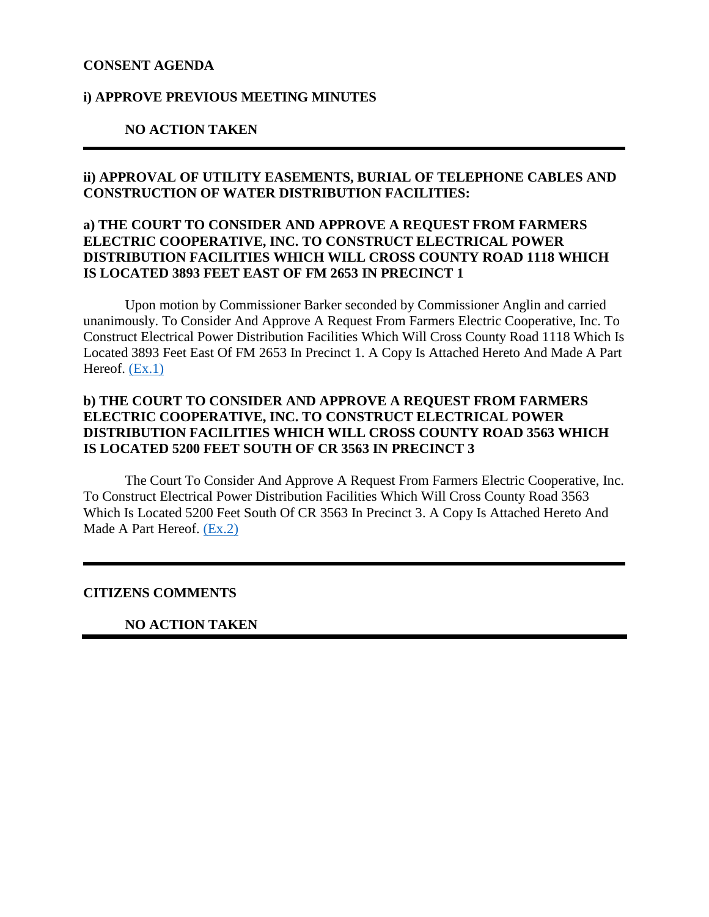**CONSENT AGENDA**

**i) APPROVE PREVIOUS MEETING MINUTES**

**NO ACTION TAKEN**

---

**ii) APPROVAL OF UTILITY EASEMENTS, BURIAL OF TELEPHONE CABLES AND CONSTRUCTION OF WATER DISTRIBUTION FACILITIES:**

**a) THE COURT TO CONSIDER AND APPROVE A REQUEST FROM FARMERS ELECTRIC COOPERATIVE, INC. TO CONSTRUCT ELECTRICAL POWER DISTRIBUTION FACILITIES WHICH WILL CROSS COUNTY ROAD 1118 WHICH IS LOCATED 3893 FEET EAST OF FM 2653 IN PRECINCT 1**

Upon motion by Commissioner Barker seconded by Commissioner Anglin and carried unanimously. To Consider And Approve A Request From Farmers Electric Cooperative, Inc. To Construct Electrical Power Distribution Facilities Which Will Cross County Road 1118 Which Is Located 3893 Feet East Of FM 2653 In Precinct 1. A Copy Is Attached Hereto And Made A Part Hereof. (Ex.1)

**b) THE COURT TO CONSIDER AND APPROVE A REQUEST FROM FARMERS ELECTRIC COOPERATIVE, INC. TO CONSTRUCT ELECTRICAL POWER DISTRIBUTION FACILITIES WHICH WILL CROSS COUNTY ROAD 3563 WHICH IS LOCATED 5200 FEET SOUTH OF CR 3563 IN PRECINCT 3**

The Court To Consider And Approve A Request From Farmers Electric Cooperative, Inc. To Construct Electrical Power Distribution Facilities Which Will Cross County Road 3563 Which Is Located 5200 Feet South Of CR 3563 In Precinct 3. A Copy Is Attached Hereto And Made A Part Hereof. (Ex.2)

---

**CITIZENS COMMENTS**

**NO ACTION TAKEN**

---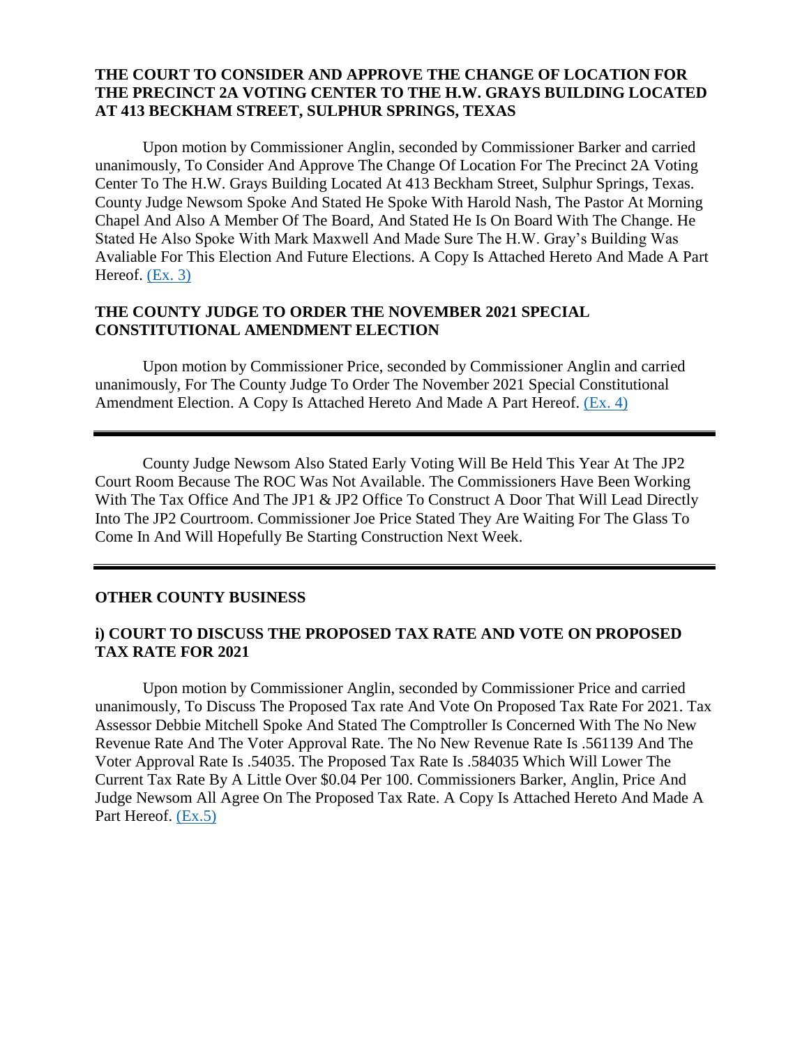**THE COURT TO CONSIDER AND APPROVE THE CHANGE OF LOCATION FOR THE PRECINCT 2A VOTING CENTER TO THE H.W. GRAYS BUILDING LOCATED AT 413 BECKHAM STREET, SULPHUR SPRINGS, TEXAS**

Upon motion by Commissioner Anglin, seconded by Commissioner Barker and carried unanimously, To Consider And Approve The Change Of Location For The Precinct 2A Voting Center To The H.W. Grays Building Located At 413 Beckham Street, Sulphur Springs, Texas. County Judge Newsom Spoke And Stated He Spoke With Harold Nash, The Pastor At Morning Chapel And Also A Member Of The Board, And Stated He Is On Board With The Change. He Stated He Also Spoke With Mark Maxwell And Made Sure The H.W. Gray's Building Was Avaliable For This Election And Future Elections. A Copy Is Attached Hereto And Made A Part Hereof. (Ex. 3)

**THE COUNTY JUDGE TO ORDER THE NOVEMBER 2021 SPECIAL CONSTITUTIONAL AMENDMENT ELECTION**

Upon motion by Commissioner Price, seconded by Commissioner Anglin and carried unanimously, For The County Judge To Order The November 2021 Special Constitutional Amendment Election. A Copy Is Attached Hereto And Made A Part Hereof. (Ex. 4)

---

County Judge Newsom Also Stated Early Voting Will Be Held This Year At The JP2 Court Room Because The ROC Was Not Available. The Commissioners Have Been Working With The Tax Office And The JP1 & JP2 Office To Construct A Door That Will Lead Directly Into The JP2 Courtroom. Commissioner Joe Price Stated They Are Waiting For The Glass To Come In And Will Hopefully Be Starting Construction Next Week.

---

**OTHER COUNTY BUSINESS**

**i) COURT TO DISCUSS THE PROPOSED TAX RATE AND VOTE ON PROPOSED TAX RATE FOR 2021**

Upon motion by Commissioner Anglin, seconded by Commissioner Price and carried unanimously, To Discuss The Proposed Tax rate And Vote On Proposed Tax Rate For 2021. Tax Assessor Debbie Mitchell Spoke And Stated The Comptroller Is Concerned With The No New Revenue Rate And The Voter Approval Rate. The No New Revenue Rate Is .561139 And The Voter Approval Rate Is .54035. The Proposed Tax Rate Is .584035 Which Will Lower The Current Tax Rate By A Little Over $0.04 Per 100. Commissioners Barker, Anglin, Price And Judge Newsom All Agree On The Proposed Tax Rate. A Copy Is Attached Hereto And Made A Part Hereof. (Ex.5)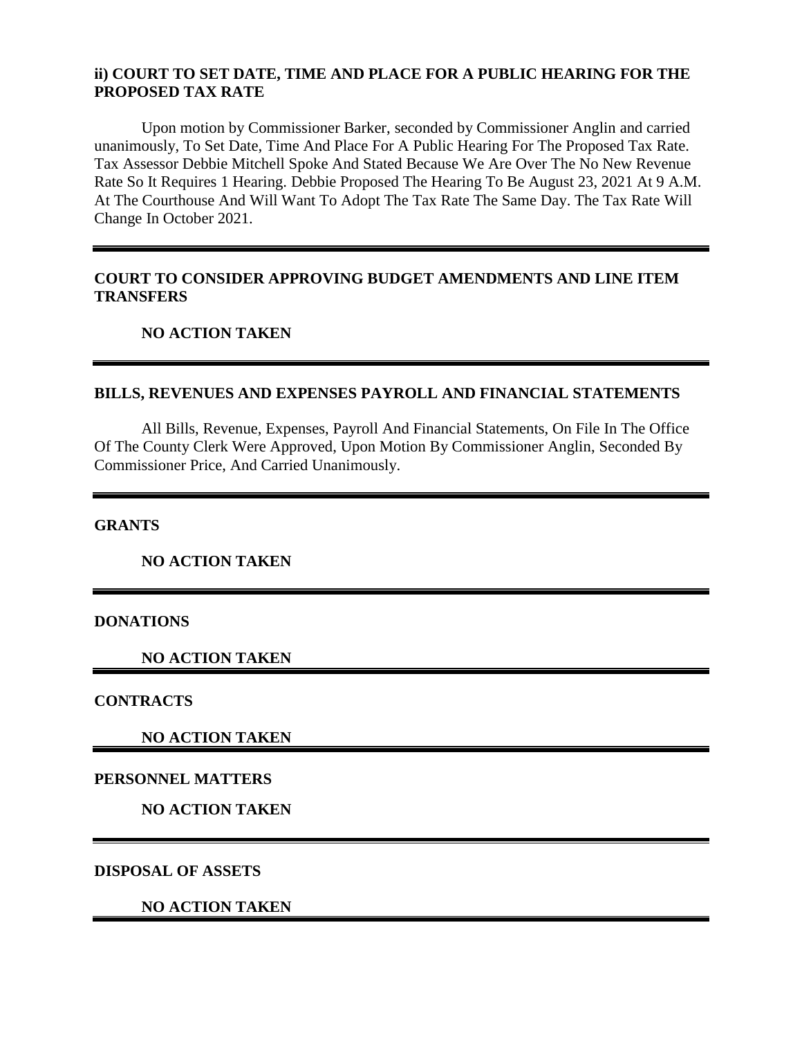**ii) COURT TO SET DATE, TIME AND PLACE FOR A PUBLIC HEARING FOR THE PROPOSED TAX RATE**

Upon motion by Commissioner Barker, seconded by Commissioner Anglin and carried unanimously, To Set Date, Time And Place For A Public Hearing For The Proposed Tax Rate. Tax Assessor Debbie Mitchell Spoke And Stated Because We Are Over The No New Revenue Rate So It Requires 1 Hearing. Debbie Proposed The Hearing To Be August 23, 2021 At 9 A.M. At The Courthouse And Will Want To Adopt The Tax Rate The Same Day. The Tax Rate Will Change In October 2021.

---

**COURT TO CONSIDER APPROVING BUDGET AMENDMENTS AND LINE ITEM TRANSFERS**

**NO ACTION TAKEN**

---

**BILLS, REVENUES AND EXPENSES PAYROLL AND FINANCIAL STATEMENTS**

All Bills, Revenue, Expenses, Payroll And Financial Statements, On File In The Office Of The County Clerk Were Approved, Upon Motion By Commissioner Anglin, Seconded By Commissioner Price, And Carried Unanimously.

---

**GRANTS**

**NO ACTION TAKEN**

---

**DONATIONS**

**NO ACTION TAKEN**

---

**CONTRACTS**

**NO ACTION TAKEN**

---

**PERSONNEL MATTERS**

**NO ACTION TAKEN**

---

**DISPOSAL OF ASSETS**

**NO ACTION TAKEN**

---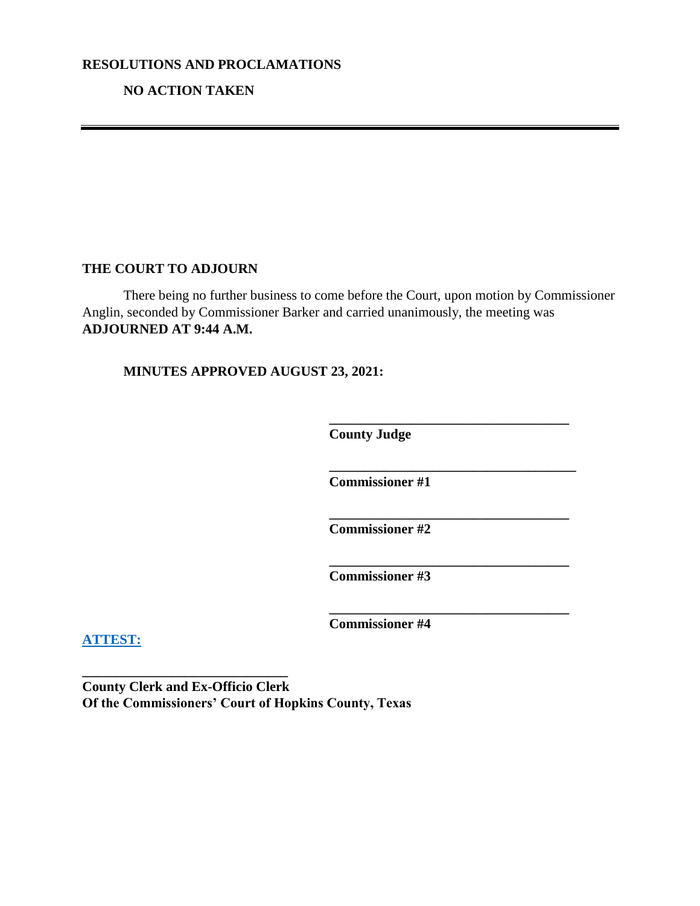**RESOLUTIONS AND PROCLAMATIONS**

**NO ACTION TAKEN**

---

**THE COURT TO ADJOURN**

There being no further business to come before the Court, upon motion by Commissioner Anglin, seconded by Commissioner Barker and carried unanimously, the meeting was **ADJOURNED AT 9:44 A.M.**

**MINUTES APPROVED AUGUST 23, 2021:**

\_\_\_\_\_\_\_\_\_\_\_\_\_\_\_\_\_\_\_\_\_\_\_\_\_\_\_\_\_\_\_\_\_\_\_\_
**County Judge**

\_\_\_\_\_\_\_\_\_\_\_\_\_\_\_\_\_\_\_\_\_\_\_\_\_\_\_\_\_\_\_\_\_\_\_\_
**Commissioner #1**

\_\_\_\_\_\_\_\_\_\_\_\_\_\_\_\_\_\_\_\_\_\_\_\_\_\_\_\_\_\_\_\_\_\_\_\_
**Commissioner #2**

\_\_\_\_\_\_\_\_\_\_\_\_\_\_\_\_\_\_\_\_\_\_\_\_\_\_\_\_\_\_\_\_\_\_\_\_
**Commissioner #3**

\_\_\_\_\_\_\_\_\_\_\_\_\_\_\_\_\_\_\_\_\_\_\_\_\_\_\_\_\_\_\_\_\_\_\_\_
**Commissioner #4**

**ATTEST:**

\_\_\_\_\_\_\_\_\_\_\_\_\_\_\_\_\_\_\_\_\_\_\_\_\_\_\_\_\_\_
**County Clerk and Ex-Officio Clerk**
**Of the Commissioners' Court of Hopkins County, Texas**